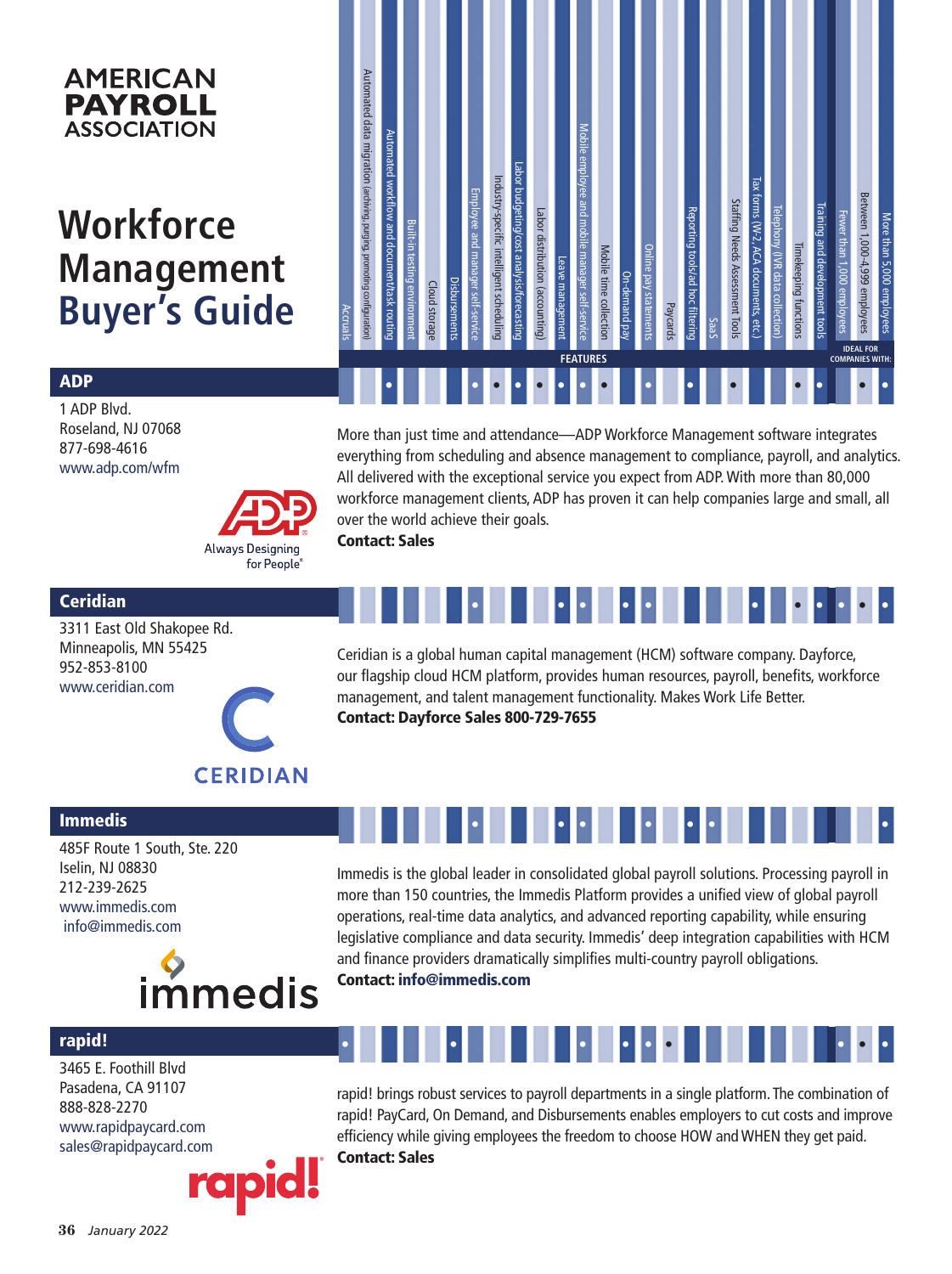# AMERICAN PAYROLL ASSOCIATION

# Workforce Management Buyer's Guide

| Company | Accruals | Automated data migration (archiving, purging, promoting configuration) | Automated workflow and document/task routing | Built-in testing environment | Cloud storage | Disbursements | Employee and manager self-service | Industry-specific intelligent scheduling | Labor budgeting/cost analysis/forecasting | Labor distribution (accounting) | Leave management | Mobile employee and mobile manager self-service | Mobile time collection | On-demand pay | Online pay statements | Paycards | Reporting tools/ad hoc filtering | SaaS | Staffing Needs Assessment Tools | Tax forms (W-2, ACA documents, etc.) | Telephony (IVR data collection) | Timekeeping functions | Training and development tools | Ideal for companies with: Fewer than 1,000 employees | Ideal for companies with: Between 1,000-4,999 employees | Ideal for companies with: More than 5,000 employees |
|---|---|---|---|---|---|---|---|---|---|---|---|---|---|---|---|---|---|---|---|---|---|---|---|---|---|---|
| ADP | | | • | | | | • | • | • | • | • | • | • | | • | | • | | • | | | • | • | | • | • |
| Ceridian | | | | | | | • | | | | • | • | | • | • | | | | | • | | • | • | • | • | • |
| Immedis | | | | | | | • | | | | • | • | | | • | | • | • | | | | | | | | • |
| rapid! | • | | | | | • | | | | | | • | | • | • | • | | | | | | | | • | • | • |

## ADP

1 ADP Blvd.
Roseland, NJ 07068
877-698-4616
www.adp.com/wfm

Always Designing for People®

More than just time and attendance—ADP Workforce Management software integrates everything from scheduling and absence management to compliance, payroll, and analytics. All delivered with the exceptional service you expect from ADP. With more than 80,000 workforce management clients, ADP has proven it can help companies large and small, all over the world achieve their goals.

**Contact: Sales**

## Ceridian

3311 East Old Shakopee Rd.
Minneapolis, MN 55425
952-853-8100
www.ceridian.com

Ceridian is a global human capital management (HCM) software company. Dayforce, our flagship cloud HCM platform, provides human resources, payroll, benefits, workforce management, and talent management functionality. Makes Work Life Better.

**Contact: Dayforce Sales 800-729-7655**

## Immedis

485F Route 1 South, Ste. 220
Iselin, NJ 08830
212-239-2625
www.immedis.com
info@immedis.com

Immedis is the global leader in consolidated global payroll solutions. Processing payroll in more than 150 countries, the Immedis Platform provides a unified view of global payroll operations, real-time data analytics, and advanced reporting capability, while ensuring legislative compliance and data security. Immedis' deep integration capabilities with HCM and finance providers dramatically simplifies multi-country payroll obligations.

**Contact: info@immedis.com**

## rapid!

3465 E. Foothill Blvd
Pasadena, CA 91107
888-828-2270
www.rapidpaycard.com
sales@rapidpaycard.com

rapid! brings robust services to payroll departments in a single platform. The combination of rapid! PayCard, On Demand, and Disbursements enables employers to cut costs and improve efficiency while giving employees the freedom to choose HOW and WHEN they get paid.

**Contact: Sales**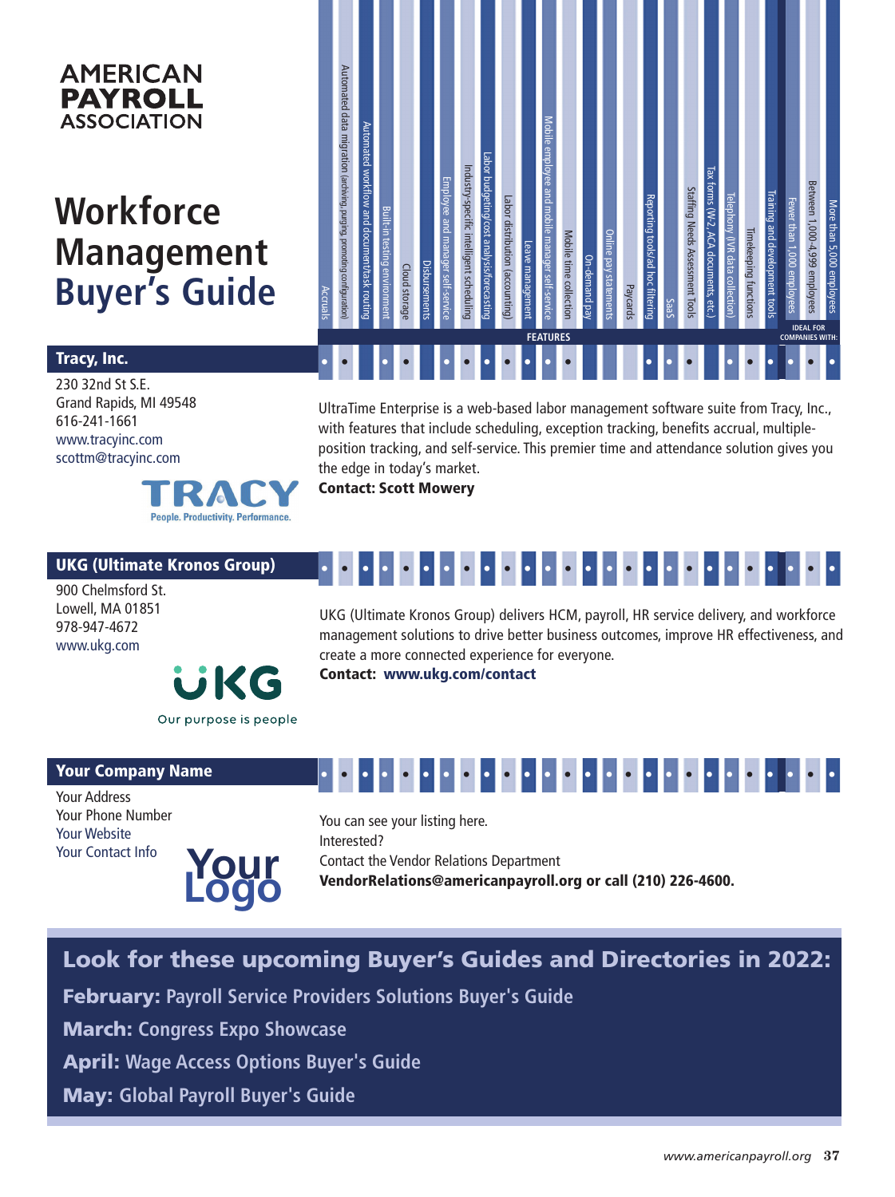**AMERICAN PAYROLL ASSOCIATION**

# Workforce Management Buyer's Guide

**FEATURES** / **IDEAL FOR COMPANIES WITH:**

| Company | Accruals | Automated data migration (archiving, purging, promoting configuration) | Automated workflow and document/task routing | Built-in testing environment | Cloud storage | Disbursements | Employee and manager self-service | Industry-specific intelligent scheduling | Labor budgeting/cost analysis/forecasting | Labor distribution (accounting) | Leave management | Mobile employee and mobile manager self-service | Mobile time collection | On-demand pay | Online pay statements | Paycards | Reporting tools/ad hoc filtering | SaaS | Staffing Needs Assessment Tools | Tax forms (W-2, ACA documents, etc.) | Telephony (IVR data collection) | Timekeeping functions | Training and development tools | Fewer than 1,000 employees | Between 1,000-4,999 employees | More than 5,000 employees |
|---|---|---|---|---|---|---|---|---|---|---|---|---|---|---|---|---|---|---|---|---|---|---|---|---|---|---|
| Tracy, Inc. | • | • | | • | • | | • | • | • | • | • | • | • | | | | • | • | • | | • | • | • | • | • | • |
| UKG (Ultimate Kronos Group) | • | • | • | • | • | • | • | • | • | • | • | • | • | • | • | • | • | • | • | • | • | • | • | • | • | • |
| Your Company Name | • | • | • | • | • | • | • | • | • | • | • | • | • | • | • | • | • | • | • | • | • | • | • | • | • | • |

## Tracy, Inc.

230 32nd St S.E.
Grand Rapids, MI 49548
616-241-1661
www.tracyinc.com
scottm@tracyinc.com

TRACY
People. Productivity. Performance.

UltraTime Enterprise is a web-based labor management software suite from Tracy, Inc., with features that include scheduling, exception tracking, benefits accrual, multiple-position tracking, and self-service. This premier time and attendance solution gives you the edge in today's market.

**Contact: Scott Mowery**

## UKG (Ultimate Kronos Group)

900 Chelmsford St.
Lowell, MA 01851
978-947-4672
www.ukg.com

UKG
Our purpose is people

UKG (Ultimate Kronos Group) delivers HCM, payroll, HR service delivery, and workforce management solutions to drive better business outcomes, improve HR effectiveness, and create a more connected experience for everyone.

**Contact: www.ukg.com/contact**

## Your Company Name

Your Address
Your Phone Number
Your Website
Your Contact Info

Your Logo

You can see your listing here.
Interested?
Contact the Vendor Relations Department
**VendorRelations@americanpayroll.org or call (210) 226-4600.**

## Look for these upcoming Buyer's Guides and Directories in 2022:

**February:** Payroll Service Providers Solutions Buyer's Guide

**March:** Congress Expo Showcase

**April:** Wage Access Options Buyer's Guide

**May:** Global Payroll Buyer's Guide